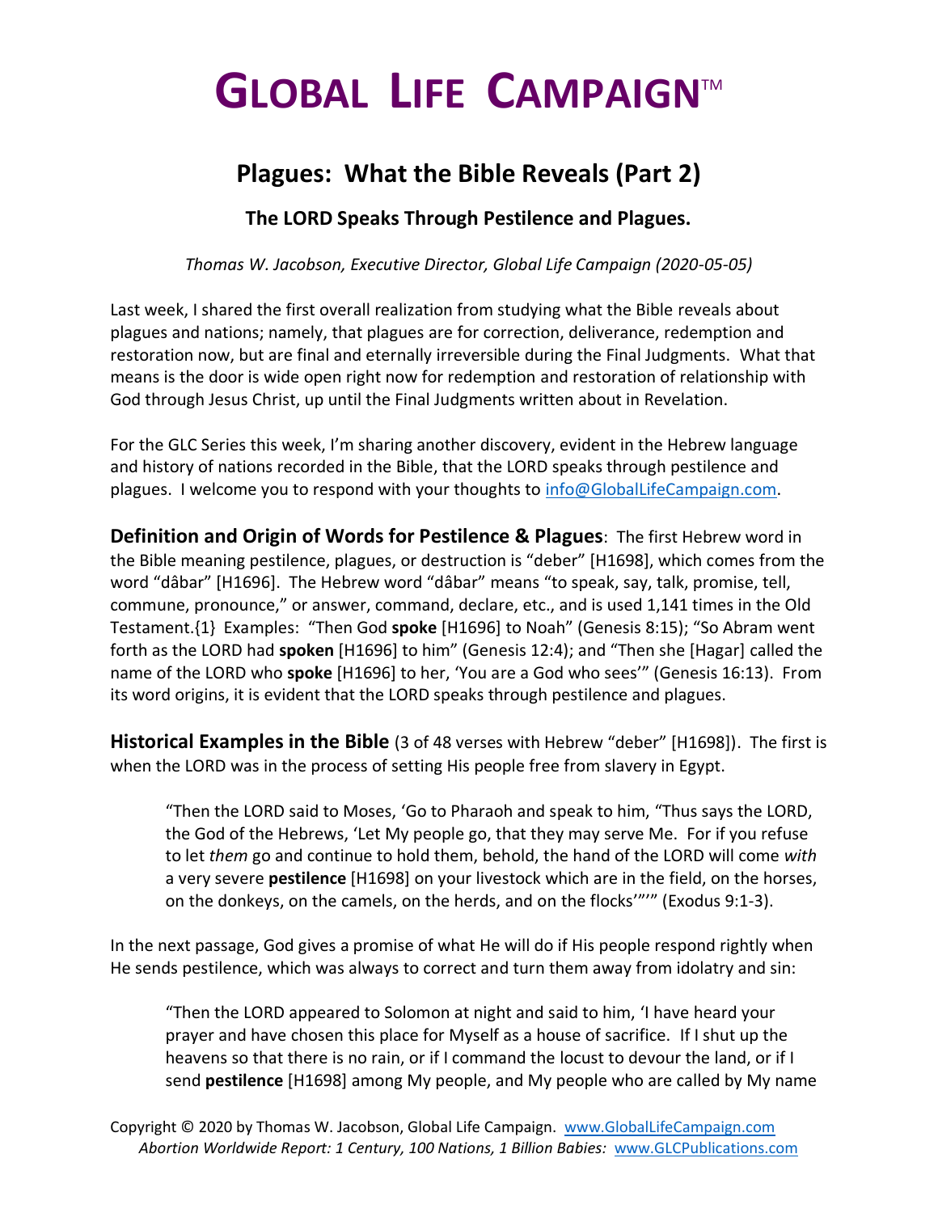# GLOBAL LIFE CAMPAIGN™

## Plagues: What the Bible Reveals (Part 2)

### The LORD Speaks Through Pestilence and Plagues.

*Thomas W. Jacobson, Executive Director, Global Life Campaign (2020-05-05)*

Last week, I shared the first overall realization from studying what the Bible reveals about plagues and nations; namely, that plagues are for correction, deliverance, redemption and restoration now, but are final and eternally irreversible during the Final Judgments. What that means is the door is wide open right now for redemption and restoration of relationship with God through Jesus Christ, up until the Final Judgments written about in Revelation.

For the GLC Series this week, I'm sharing another discovery, evident in the Hebrew language and history of nations recorded in the Bible, that the LORD speaks through pestilence and plagues. I welcome you to respond with your thoughts to info@GlobalLifeCampaign.com.

**Definition and Origin of Words for Pestilence & Plagues**: The first Hebrew word in the Bible meaning pestilence, plagues, or destruction is "deber" [H1698], which comes from the word "dâbar" [H1696]. The Hebrew word "dâbar" means "to speak, say, talk, promise, tell, commune, pronounce," or answer, command, declare, etc., and is used 1,141 times in the Old Testament.{1} Examples: "Then God **spoke** [H1696] to Noah" (Genesis 8:15); "So Abram went forth as the LORD had **spoken** [H1696] to him" (Genesis 12:4); and "Then she [Hagar] called the name of the LORD who **spoke** [H1696] to her, 'You are a God who sees'" (Genesis 16:13). From its word origins, it is evident that the LORD speaks through pestilence and plagues.

**Historical Examples in the Bible** (3 of 48 verses with Hebrew "deber" [H1698]). The first is when the LORD was in the process of setting His people free from slavery in Egypt.

> "Then the LORD said to Moses, 'Go to Pharaoh and speak to him, "Thus says the LORD, the God of the Hebrews, 'Let My people go, that they may serve Me. For if you refuse to let *them* go and continue to hold them, behold, the hand of the LORD will come *with* a very severe **pestilence** [H1698] on your livestock which are in the field, on the horses, on the donkeys, on the camels, on the herds, and on the flocks'"'" (Exodus 9:1-3).

In the next passage, God gives a promise of what He will do if His people respond rightly when He sends pestilence, which was always to correct and turn them away from idolatry and sin:

> "Then the LORD appeared to Solomon at night and said to him, 'I have heard your prayer and have chosen this place for Myself as a house of sacrifice. If I shut up the heavens so that there is no rain, or if I command the locust to devour the land, or if I send **pestilence** [H1698] among My people, and My people who are called by My name

Copyright © 2020 by Thomas W. Jacobson, Global Life Campaign. www.GlobalLifeCampaign.com
*Abortion Worldwide Report: 1 Century, 100 Nations, 1 Billion Babies:* www.GLCPublications.com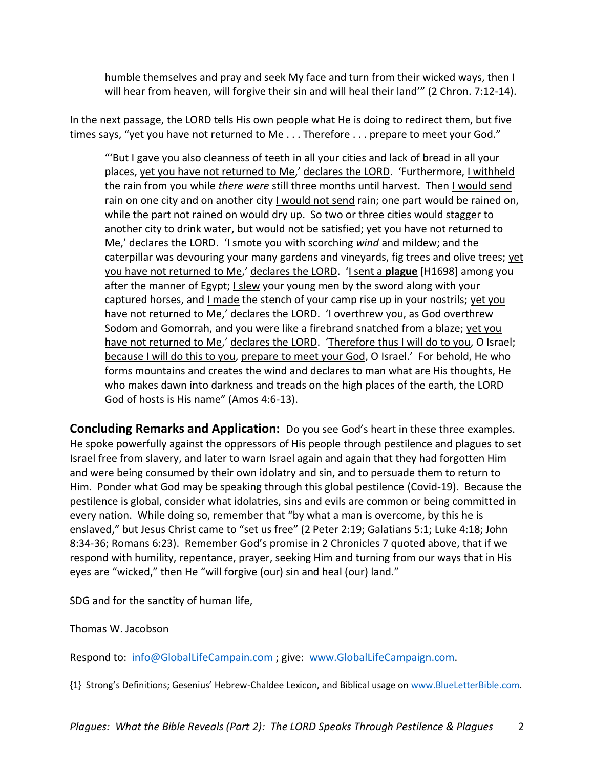> humble themselves and pray and seek My face and turn from their wicked ways, then I will hear from heaven, will forgive their sin and will heal their land'" (2 Chron. 7:12-14).

In the next passage, the LORD tells His own people what He is doing to redirect them, but five times says, "yet you have not returned to Me . . . Therefore . . . prepare to meet your God."

> "'But I gave you also cleanness of teeth in all your cities and lack of bread in all your places, yet you have not returned to Me,' declares the LORD. 'Furthermore, I withheld the rain from you while *there were* still three months until harvest. Then I would send rain on one city and on another city I would not send rain; one part would be rained on, while the part not rained on would dry up. So two or three cities would stagger to another city to drink water, but would not be satisfied; yet you have not returned to Me,' declares the LORD. 'I smote you with scorching *wind* and mildew; and the caterpillar was devouring your many gardens and vineyards, fig trees and olive trees; yet you have not returned to Me,' declares the LORD. 'I sent a **plague** [H1698] among you after the manner of Egypt; I slew your young men by the sword along with your captured horses, and I made the stench of your camp rise up in your nostrils; yet you have not returned to Me,' declares the LORD. 'I overthrew you, as God overthrew Sodom and Gomorrah, and you were like a firebrand snatched from a blaze; yet you have not returned to Me,' declares the LORD. 'Therefore thus I will do to you, O Israel; because I will do this to you, prepare to meet your God, O Israel.' For behold, He who forms mountains and creates the wind and declares to man what are His thoughts, He who makes dawn into darkness and treads on the high places of the earth, the LORD God of hosts is His name" (Amos 4:6-13).

**Concluding Remarks and Application:** Do you see God's heart in these three examples. He spoke powerfully against the oppressors of His people through pestilence and plagues to set Israel free from slavery, and later to warn Israel again and again that they had forgotten Him and were being consumed by their own idolatry and sin, and to persuade them to return to Him. Ponder what God may be speaking through this global pestilence (Covid-19). Because the pestilence is global, consider what idolatries, sins and evils are common or being committed in every nation. While doing so, remember that "by what a man is overcome, by this he is enslaved," but Jesus Christ came to "set us free" (2 Peter 2:19; Galatians 5:1; Luke 4:18; John 8:34-36; Romans 6:23). Remember God's promise in 2 Chronicles 7 quoted above, that if we respond with humility, repentance, prayer, seeking Him and turning from our ways that in His eyes are "wicked," then He "will forgive (our) sin and heal (our) land."

SDG and for the sanctity of human life,

Thomas W. Jacobson

Respond to: info@GlobalLifeCampain.com ; give: www.GlobalLifeCampaign.com.

{1} Strong's Definitions; Gesenius' Hebrew-Chaldee Lexicon, and Biblical usage on www.BlueLetterBible.com.